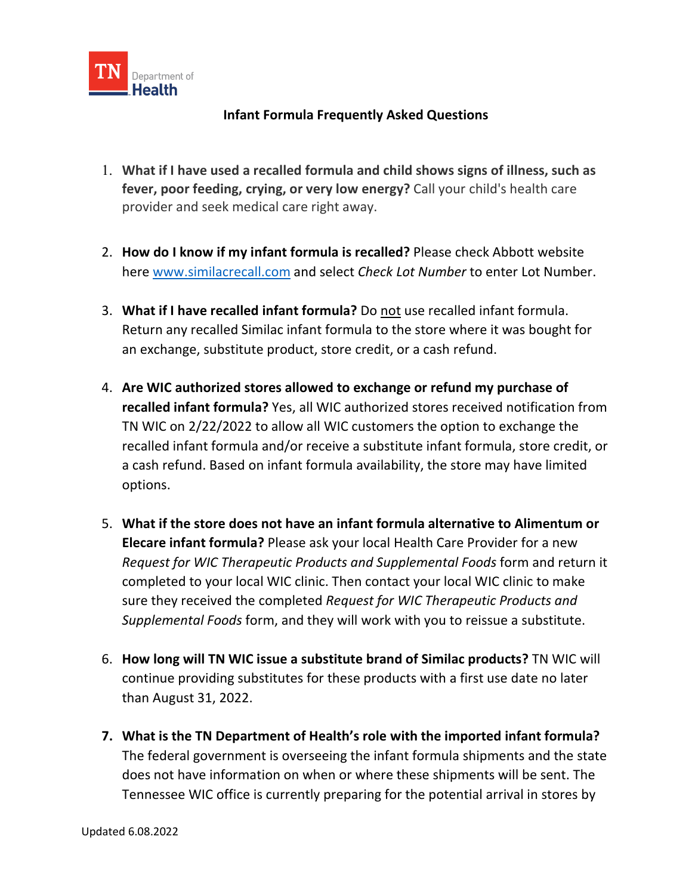TN Department of Health

# Infant Formula Frequently Asked Questions

1. **What if I have used a recalled formula and child shows signs of illness, such as fever, poor feeding, crying, or very low energy?** Call your child's health care provider and seek medical care right away.

2. **How do I know if my infant formula is recalled?** Please check Abbott website here [www.similacrecall.com](http://www.similacrecall.com) and select *Check Lot Number* to enter Lot Number.

3. **What if I have recalled infant formula?** Do not use recalled infant formula. Return any recalled Similac infant formula to the store where it was bought for an exchange, substitute product, store credit, or a cash refund.

4. **Are WIC authorized stores allowed to exchange or refund my purchase of recalled infant formula?** Yes, all WIC authorized stores received notification from TN WIC on 2/22/2022 to allow all WIC customers the option to exchange the recalled infant formula and/or receive a substitute infant formula, store credit, or a cash refund. Based on infant formula availability, the store may have limited options.

5. **What if the store does not have an infant formula alternative to Alimentum or Elecare infant formula?** Please ask your local Health Care Provider for a new *Request for WIC Therapeutic Products and Supplemental Foods* form and return it completed to your local WIC clinic. Then contact your local WIC clinic to make sure they received the completed *Request for WIC Therapeutic Products and Supplemental Foods* form, and they will work with you to reissue a substitute.

6. **How long will TN WIC issue a substitute brand of Similac products?** TN WIC will continue providing substitutes for these products with a first use date no later than August 31, 2022.

7. **What is the TN Department of Health's role with the imported infant formula?** The federal government is overseeing the infant formula shipments and the state does not have information on when or where these shipments will be sent. The Tennessee WIC office is currently preparing for the potential arrival in stores by

Updated 6.08.2022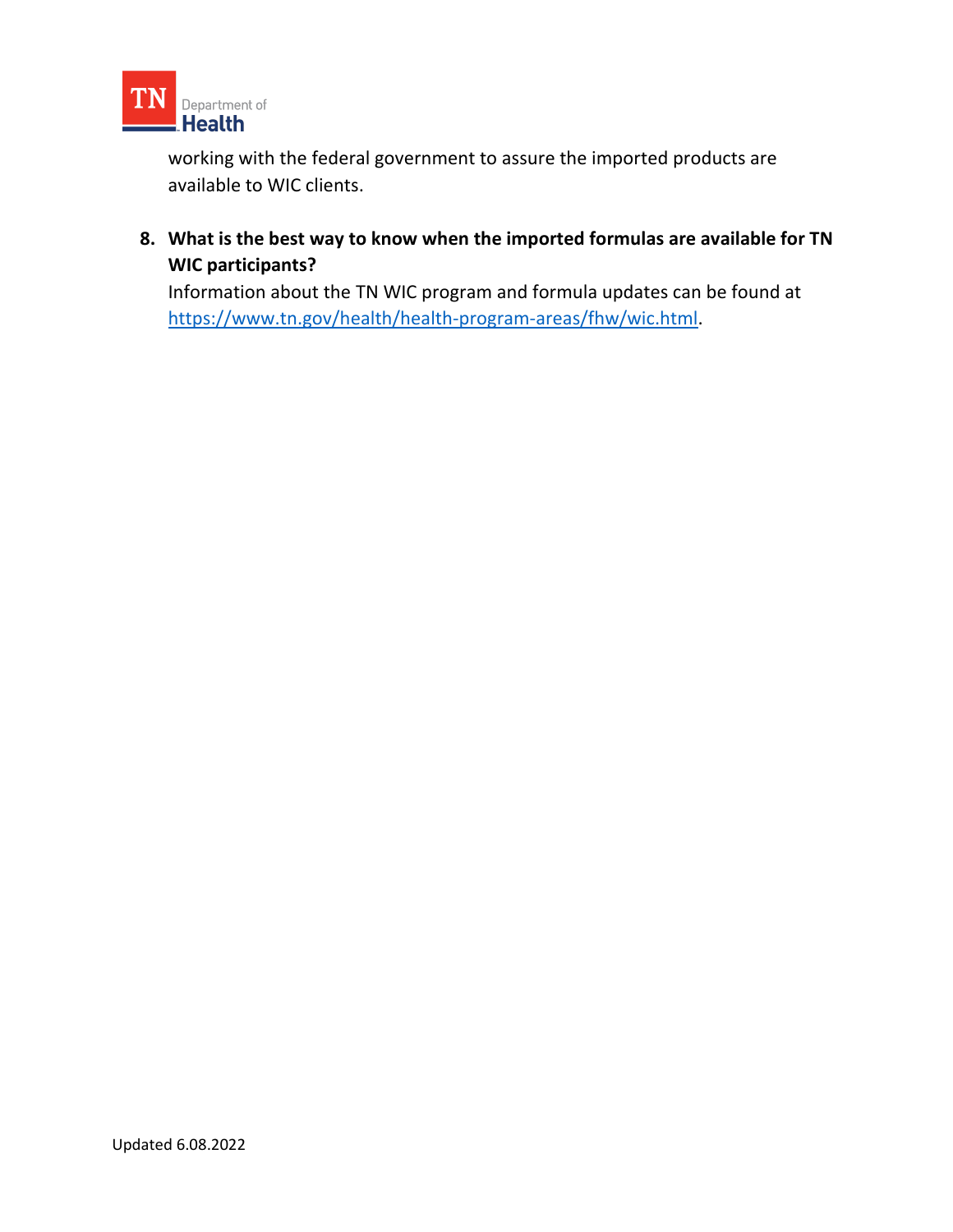working with the federal government to assure the imported products are available to WIC clients.

8. **What is the best way to know when the imported formulas are available for TN WIC participants?**
   Information about the TN WIC program and formula updates can be found at https://www.tn.gov/health/health-program-areas/fhw/wic.html.

Updated 6.08.2022